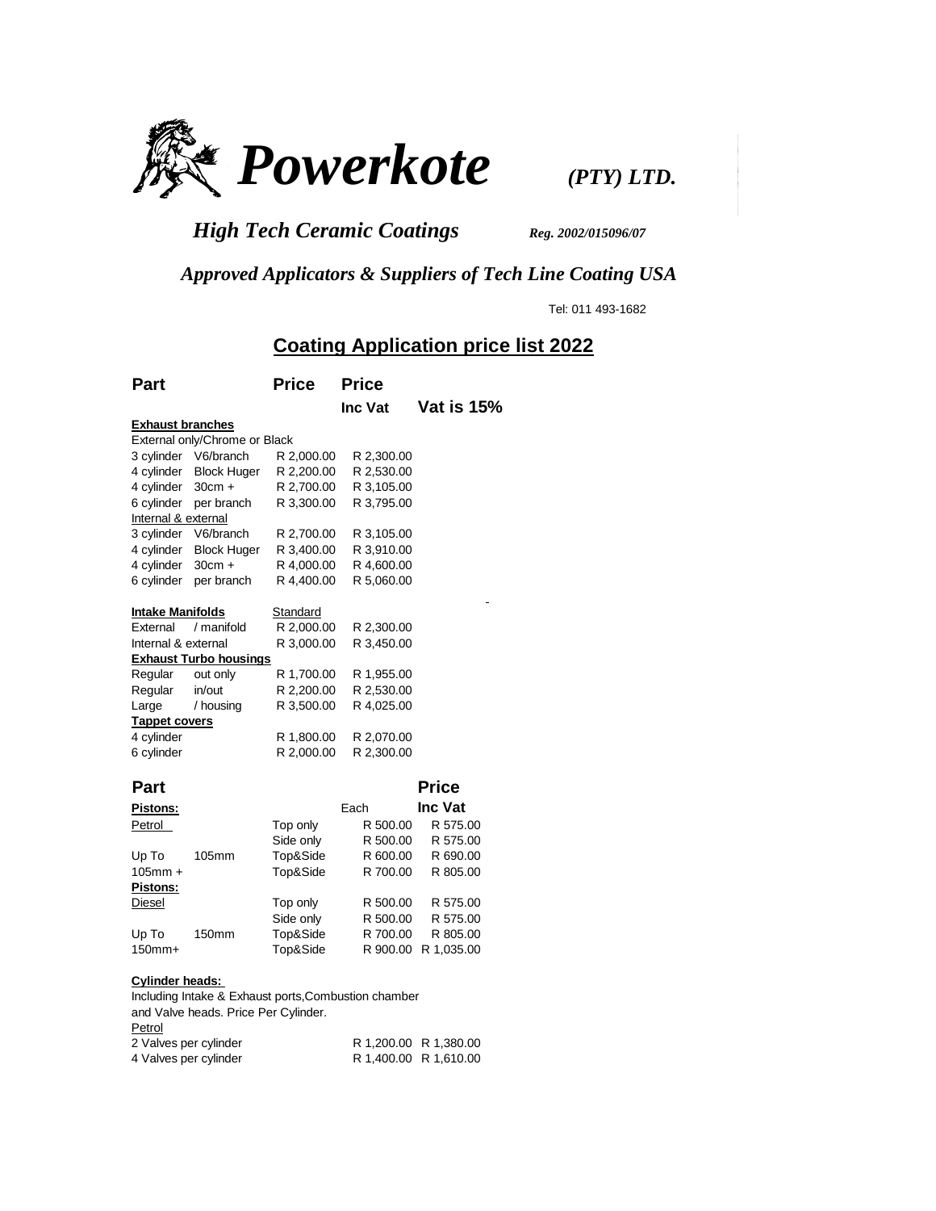# *Powerkote* *(PTY) LTD.*

## *High Tech Ceramic Coatings* *Reg. 2002/015096/07*

### *Approved Applicators & Suppliers of Tech Line Coating USA*

Tel: 011 493-1682

## Coating Application price list 2022

| Part | | Price | Price Inc Vat | Vat is 15% |
|---|---|---|---|---|
| **Exhaust branches** | | | | |
| External only/Chrome or Black | | | | |
| 3 cylinder | V6/branch | R 2,000.00 | R 2,300.00 | |
| 4 cylinder | Block Huger | R 2,200.00 | R 2,530.00 | |
| 4 cylinder | 30cm + | R 2,700.00 | R 3,105.00 | |
| 6 cylinder | per branch | R 3,300.00 | R 3,795.00 | |
| Internal & external | | | | |
| 3 cylinder | V6/branch | R 2,700.00 | R 3,105.00 | |
| 4 cylinder | Block Huger | R 3,400.00 | R 3,910.00 | |
| 4 cylinder | 30cm + | R 4,000.00 | R 4,600.00 | |
| 6 cylinder | per branch | R 4,400.00 | R 5,060.00 | |
| **Intake Manifolds** | | Standard | | |
| External | / manifold | R 2,000.00 | R 2,300.00 | |
| Internal & external | | R 3,000.00 | R 3,450.00 | |
| **Exhaust Turbo housings** | | | | |
| Regular | out only | R 1,700.00 | R 1,955.00 | |
| Regular | in/out | R 2,200.00 | R 2,530.00 | |
| Large | / housing | R 3,500.00 | R 4,025.00 | |
| **Tappet covers** | | | | |
| 4 cylinder | | R 1,800.00 | R 2,070.00 | |
| 6 cylinder | | R 2,000.00 | R 2,300.00 | |

| Part | | | Each | Price Inc Vat |
|---|---|---|---|---|
| **Pistons:** | | | | |
| Petrol | | Top only | R 500.00 | R 575.00 |
| | | Side only | R 500.00 | R 575.00 |
| Up To | 105mm | Top&Side | R 600.00 | R 690.00 |
| 105mm + | | Top&Side | R 700.00 | R 805.00 |
| **Pistons:** | | | | |
| Diesel | | Top only | R 500.00 | R 575.00 |
| | | Side only | R 500.00 | R 575.00 |
| Up To | 150mm | Top&Side | R 700.00 | R 805.00 |
| 150mm+ | | Top&Side | R 900.00 | R 1,035.00 |

**Cylinder heads:**

Including Intake & Exhaust ports,Combustion chamber and Valve heads. Price Per Cylinder.

Petrol

| | Price | Price Inc Vat |
|---|---|---|
| 2 Valves per cylinder | R 1,200.00 | R 1,380.00 |
| 4 Valves per cylinder | R 1,400.00 | R 1,610.00 |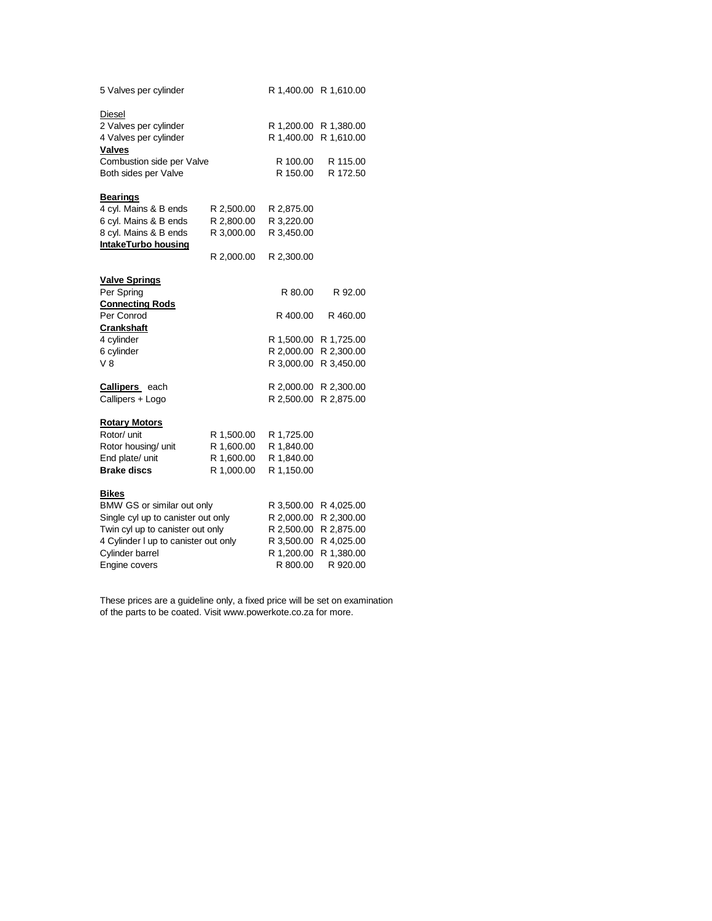| | | | |
|---|---|---|---|
| 5 Valves per cylinder | | R 1,400.00 | R 1,610.00 |
| Diesel | | | |
| 2 Valves per cylinder | | R 1,200.00 | R 1,380.00 |
| 4 Valves per cylinder | | R 1,400.00 | R 1,610.00 |
| **Valves** | | | |
| Combustion side per Valve | | R 100.00 | R 115.00 |
| Both sides per Valve | | R 150.00 | R 172.50 |
| **Bearings** | | | |
| 4 cyl. Mains & B ends | R 2,500.00 | R 2,875.00 | |
| 6 cyl. Mains & B ends | R 2,800.00 | R 3,220.00 | |
| 8 cyl. Mains & B ends | R 3,000.00 | R 3,450.00 | |
| **IntakeTurbo housing** | R 2,000.00 | R 2,300.00 | |
| **Valve Springs** | | | |
| Per Spring | | R 80.00 | R 92.00 |
| **Connecting Rods** | | | |
| Per Conrod | | R 400.00 | R 460.00 |
| **Crankshaft** | | | |
| 4 cylinder | | R 1,500.00 | R 1,725.00 |
| 6 cylinder | | R 2,000.00 | R 2,300.00 |
| V 8 | | R 3,000.00 | R 3,450.00 |
| **Callipers** each | | R 2,000.00 | R 2,300.00 |
| Callipers + Logo | | R 2,500.00 | R 2,875.00 |
| **Rotary Motors** | | | |
| Rotor/ unit | R 1,500.00 | R 1,725.00 | |
| Rotor housing/ unit | R 1,600.00 | R 1,840.00 | |
| End plate/ unit | R 1,600.00 | R 1,840.00 | |
| **Brake discs** | R 1,000.00 | R 1,150.00 | |
| **Bikes** | | | |
| BMW GS or similar out only | | R 3,500.00 | R 4,025.00 |
| Single cyl up to canister out only | | R 2,000.00 | R 2,300.00 |
| Twin cyl up to canister out only | | R 2,500.00 | R 2,875.00 |
| 4 Cylinder l up to canister out only | | R 3,500.00 | R 4,025.00 |
| Cylinder barrel | | R 1,200.00 | R 1,380.00 |
| Engine covers | | R 800.00 | R 920.00 |

These prices are a guideline only, a fixed price will be set on examination of the parts to be coated. Visit www.powerkote.co.za for more.